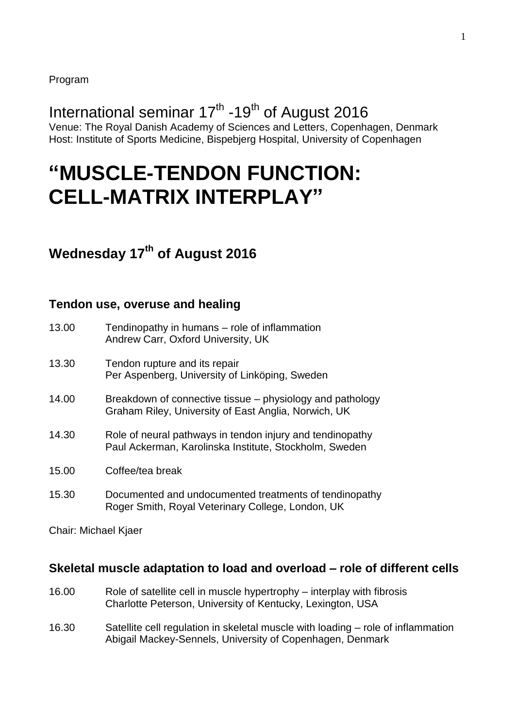Program

International seminar 17th -19th of August 2016

Venue: The Royal Danish Academy of Sciences and Letters, Copenhagen, Denmark
Host: Institute of Sports Medicine, Bispebjerg Hospital, University of Copenhagen

# "MUSCLE-TENDON FUNCTION: CELL-MATRIX INTERPLAY"

## Wednesday 17th of August 2016

### Tendon use, overuse and healing

13.00 Tendinopathy in humans – role of inflammation
Andrew Carr, Oxford University, UK

13.30 Tendon rupture and its repair
Per Aspenberg, University of Linköping, Sweden

14.00 Breakdown of connective tissue – physiology and pathology
Graham Riley, University of East Anglia, Norwich, UK

14.30 Role of neural pathways in tendon injury and tendinopathy
Paul Ackerman, Karolinska Institute, Stockholm, Sweden

15.00 Coffee/tea break

15.30 Documented and undocumented treatments of tendinopathy
Roger Smith, Royal Veterinary College, London, UK

Chair: Michael Kjaer

### Skeletal muscle adaptation to load and overload – role of different cells

16.00 Role of satellite cell in muscle hypertrophy – interplay with fibrosis
Charlotte Peterson, University of Kentucky, Lexington, USA

16.30 Satellite cell regulation in skeletal muscle with loading – role of inflammation
Abigail Mackey-Sennels, University of Copenhagen, Denmark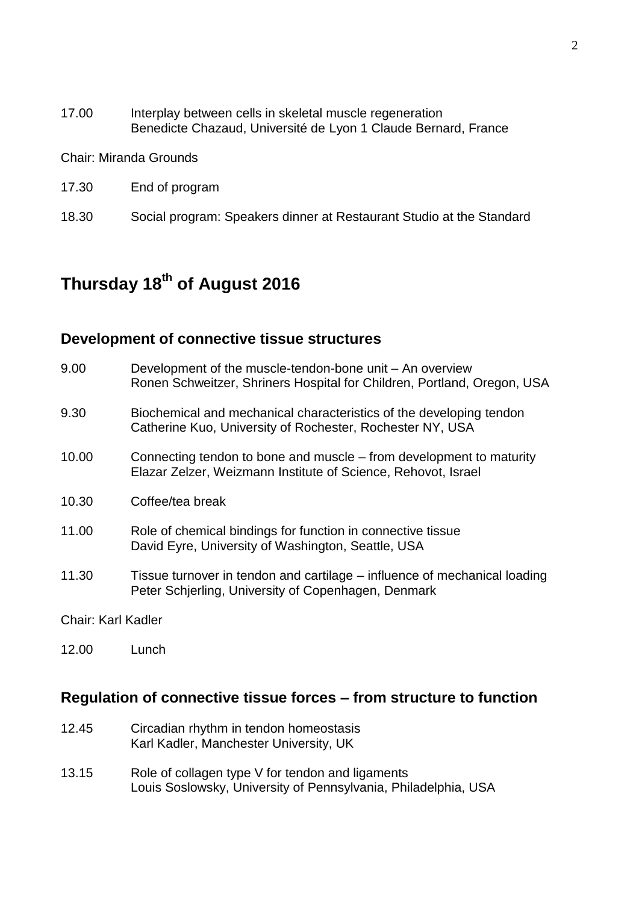17.00 Interplay between cells in skeletal muscle regeneration
Benedicte Chazaud, Université de Lyon 1 Claude Bernard, France

Chair: Miranda Grounds

17.30 End of program

18.30 Social program: Speakers dinner at Restaurant Studio at the Standard

# Thursday 18th of August 2016

## Development of connective tissue structures

9.00 Development of the muscle-tendon-bone unit – An overview
Ronen Schweitzer, Shriners Hospital for Children, Portland, Oregon, USA

9.30 Biochemical and mechanical characteristics of the developing tendon
Catherine Kuo, University of Rochester, Rochester NY, USA

10.00 Connecting tendon to bone and muscle – from development to maturity
Elazar Zelzer, Weizmann Institute of Science, Rehovot, Israel

10.30 Coffee/tea break

11.00 Role of chemical bindings for function in connective tissue
David Eyre, University of Washington, Seattle, USA

11.30 Tissue turnover in tendon and cartilage – influence of mechanical loading
Peter Schjerling, University of Copenhagen, Denmark

Chair: Karl Kadler

12.00 Lunch

## Regulation of connective tissue forces – from structure to function

12.45 Circadian rhythm in tendon homeostasis
Karl Kadler, Manchester University, UK

13.15 Role of collagen type V for tendon and ligaments
Louis Soslowsky, University of Pennsylvania, Philadelphia, USA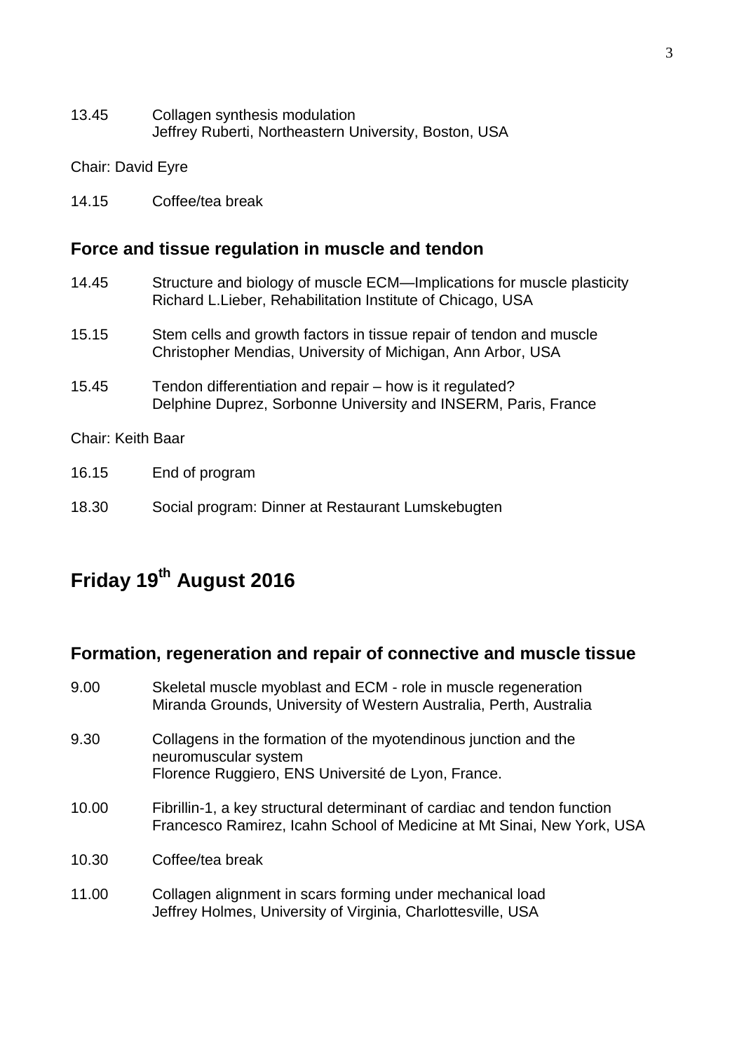13.45 Collagen synthesis modulation
Jeffrey Ruberti, Northeastern University, Boston, USA

Chair: David Eyre

14.15 Coffee/tea break

### Force and tissue regulation in muscle and tendon

14.45 Structure and biology of muscle ECM—Implications for muscle plasticity
Richard L.Lieber, Rehabilitation Institute of Chicago, USA

15.15 Stem cells and growth factors in tissue repair of tendon and muscle
Christopher Mendias, University of Michigan, Ann Arbor, USA

15.45 Tendon differentiation and repair – how is it regulated?
Delphine Duprez, Sorbonne University and INSERM, Paris, France

Chair: Keith Baar

16.15 End of program

18.30 Social program: Dinner at Restaurant Lumskebugten

## Friday 19th August 2016

### Formation, regeneration and repair of connective and muscle tissue

9.00 Skeletal muscle myoblast and ECM - role in muscle regeneration
Miranda Grounds, University of Western Australia, Perth, Australia

9.30 Collagens in the formation of the myotendinous junction and the neuromuscular system
Florence Ruggiero, ENS Université de Lyon, France.

10.00 Fibrillin-1, a key structural determinant of cardiac and tendon function
Francesco Ramirez, Icahn School of Medicine at Mt Sinai, New York, USA

10.30 Coffee/tea break

11.00 Collagen alignment in scars forming under mechanical load
Jeffrey Holmes, University of Virginia, Charlottesville, USA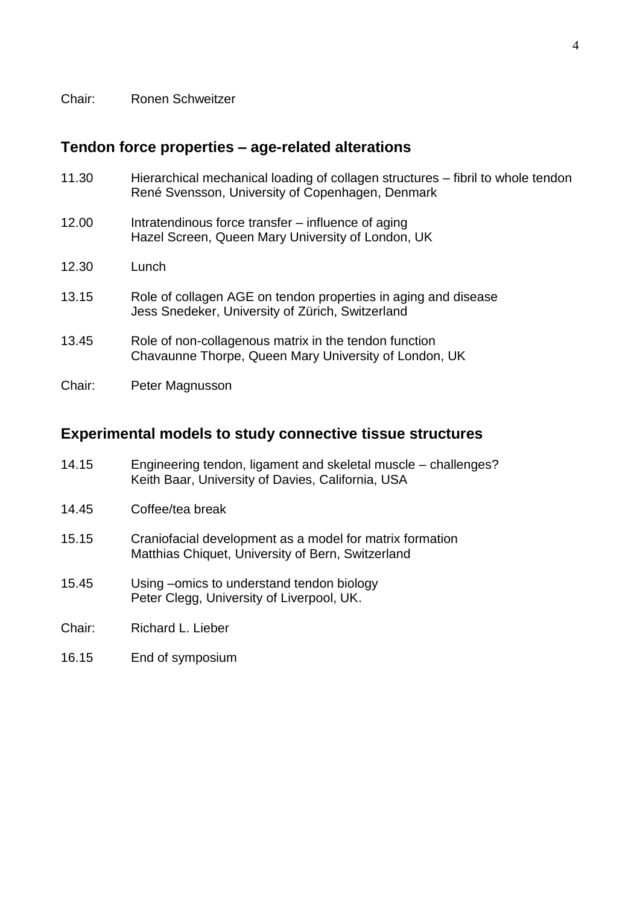Chair: Ronen Schweitzer

## Tendon force properties – age-related alterations

11.30 Hierarchical mechanical loading of collagen structures – fibril to whole tendon
René Svensson, University of Copenhagen, Denmark

12.00 Intratendinous force transfer – influence of aging
Hazel Screen, Queen Mary University of London, UK

12.30 Lunch

13.15 Role of collagen AGE on tendon properties in aging and disease
Jess Snedeker, University of Zürich, Switzerland

13.45 Role of non-collagenous matrix in the tendon function
Chavaunne Thorpe, Queen Mary University of London, UK

Chair: Peter Magnusson

## Experimental models to study connective tissue structures

14.15 Engineering tendon, ligament and skeletal muscle – challenges?
Keith Baar, University of Davies, California, USA

14.45 Coffee/tea break

15.15 Craniofacial development as a model for matrix formation
Matthias Chiquet, University of Bern, Switzerland

15.45 Using –omics to understand tendon biology
Peter Clegg, University of Liverpool, UK.

Chair: Richard L. Lieber

16.15 End of symposium